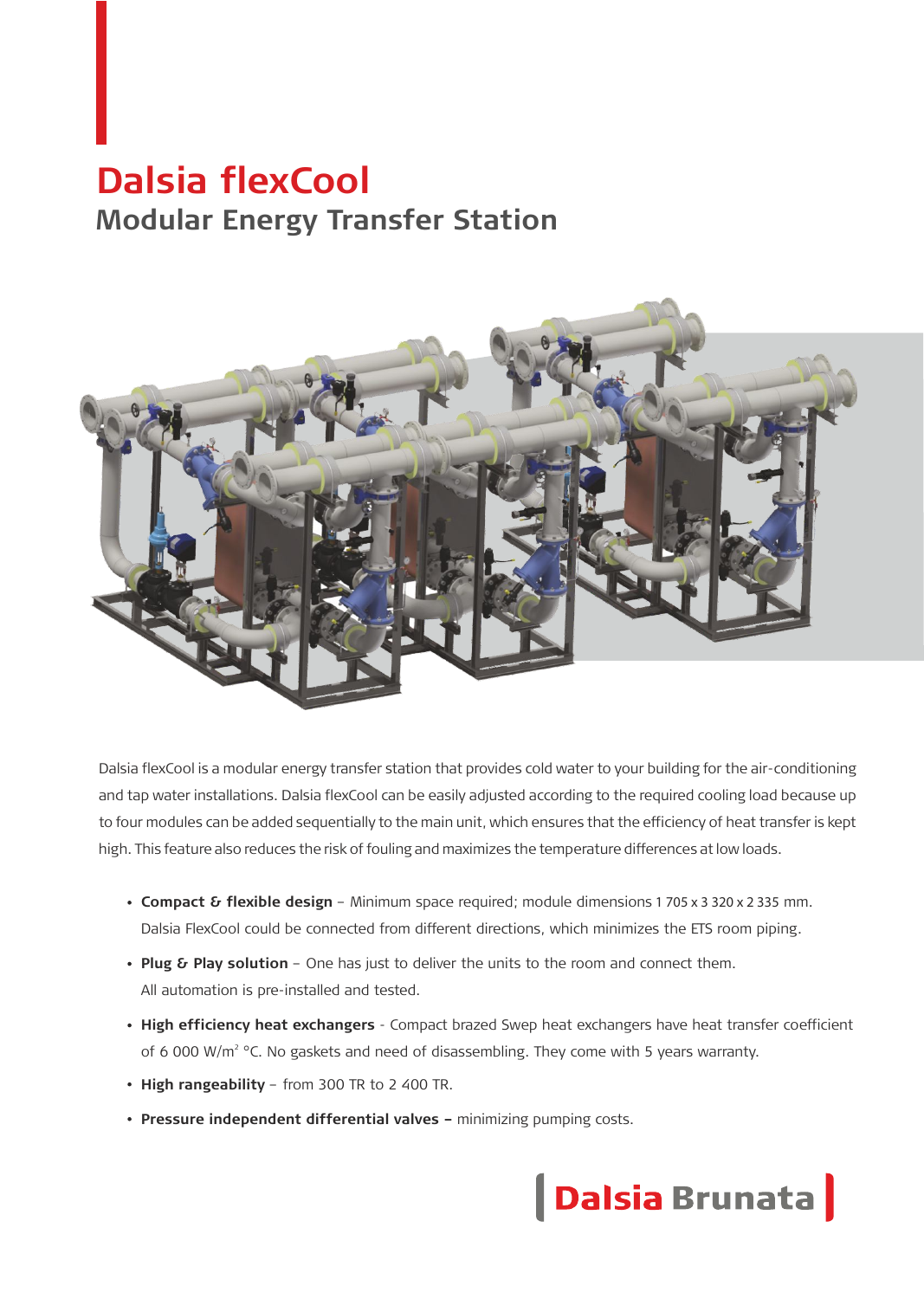# Dalsia flexCool

## Modular Energy Transfer Station

Dalsia flexCool is a modular energy transfer station that provides cold water to your building for the air-conditioning and tap water installations. Dalsia flexCool can be easily adjusted according to the required cooling load because up to four modules can be added sequentially to the main unit, which ensures that the efficiency of heat transfer is kept high. This feature also reduces the risk of fouling and maximizes the temperature differences at low loads.

- **Compact & flexible design** – Minimum space required; module dimensions 1 705 x 3 320 x 2 335 mm. Dalsia FlexCool could be connected from different directions, which minimizes the ETS room piping.
- **Plug & Play solution** – One has just to deliver the units to the room and connect them. All automation is pre-installed and tested.
- **High efficiency heat exchangers** - Compact brazed Swep heat exchangers have heat transfer coefficient of 6 000 W/m$^2$ °C. No gaskets and need of disassembling. They come with 5 years warranty.
- **High rangeability** – from 300 TR to 2 400 TR.
- **Pressure independent differential valves –** minimizing pumping costs.

Dalsia Brunata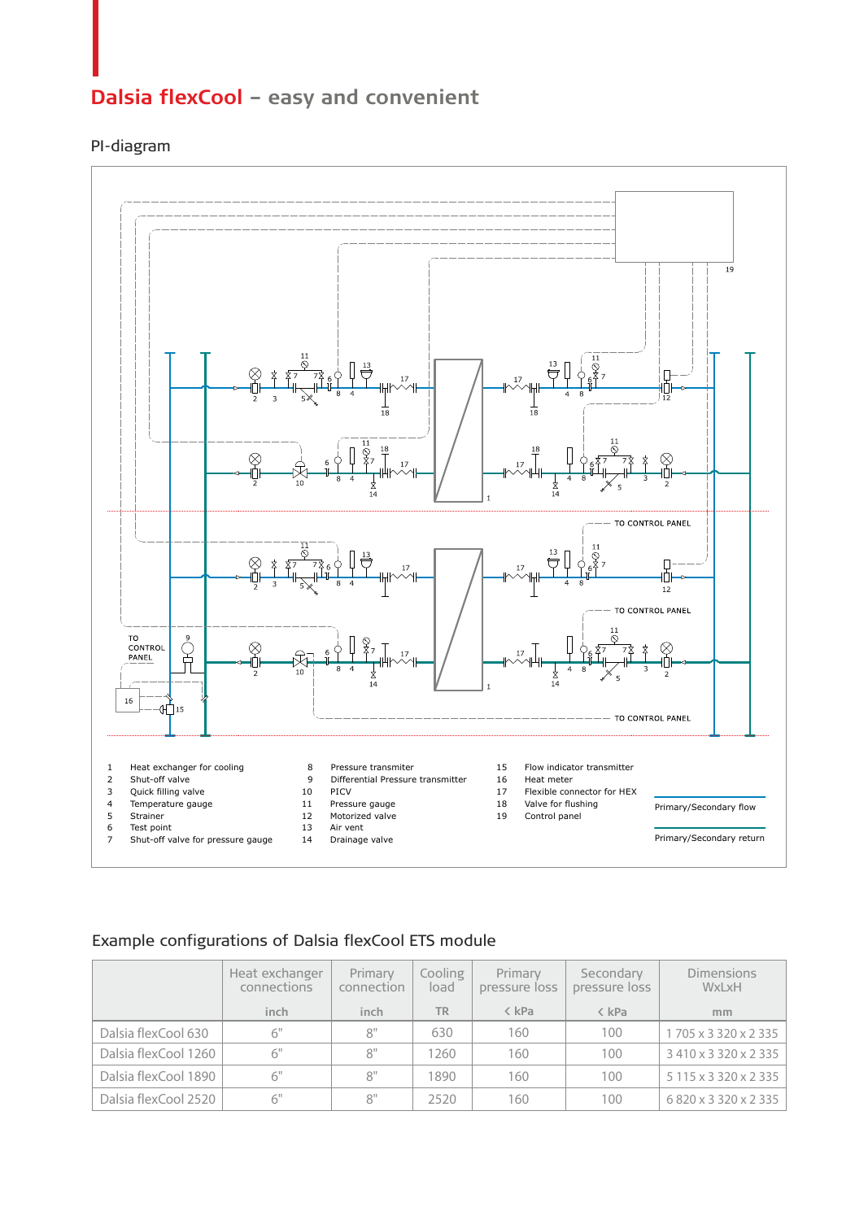# Dalsia flexCool – easy and convenient

## PI-diagram

1 Heat exchanger for cooling
2 Shut-off valve
3 Quick filling valve
4 Temperature gauge
5 Strainer
6 Test point
7 Shut-off valve for pressure gauge
8 Pressure transmiter
9 Differential Pressure transmitter
10 PICV
11 Pressure gauge
12 Motorized valve
13 Air vent
14 Drainage valve
15 Flow indicator transmitter
16 Heat meter
17 Flexible connector for HEX
18 Valve for flushing
19 Control panel

Primary/Secondary flow

Primary/Secondary return

## Example configurations of Dalsia flexCool ETS module

| | Heat exchanger connections | Primary connection | Cooling load | Primary pressure loss | Secondary pressure loss | Dimensions WxLxH |
|---|---|---|---|---|---|---|
| | inch | inch | TR | ‹ kPa | ‹ kPa | mm |
| Dalsia flexCool 630 | 6" | 8" | 630 | 160 | 100 | 1 705 x 3 320 x 2 335 |
| Dalsia flexCool 1260 | 6" | 8" | 1260 | 160 | 100 | 3 410 x 3 320 x 2 335 |
| Dalsia flexCool 1890 | 6" | 8" | 1890 | 160 | 100 | 5 115 x 3 320 x 2 335 |
| Dalsia flexCool 2520 | 6" | 8" | 2520 | 160 | 100 | 6 820 x 3 320 x 2 335 |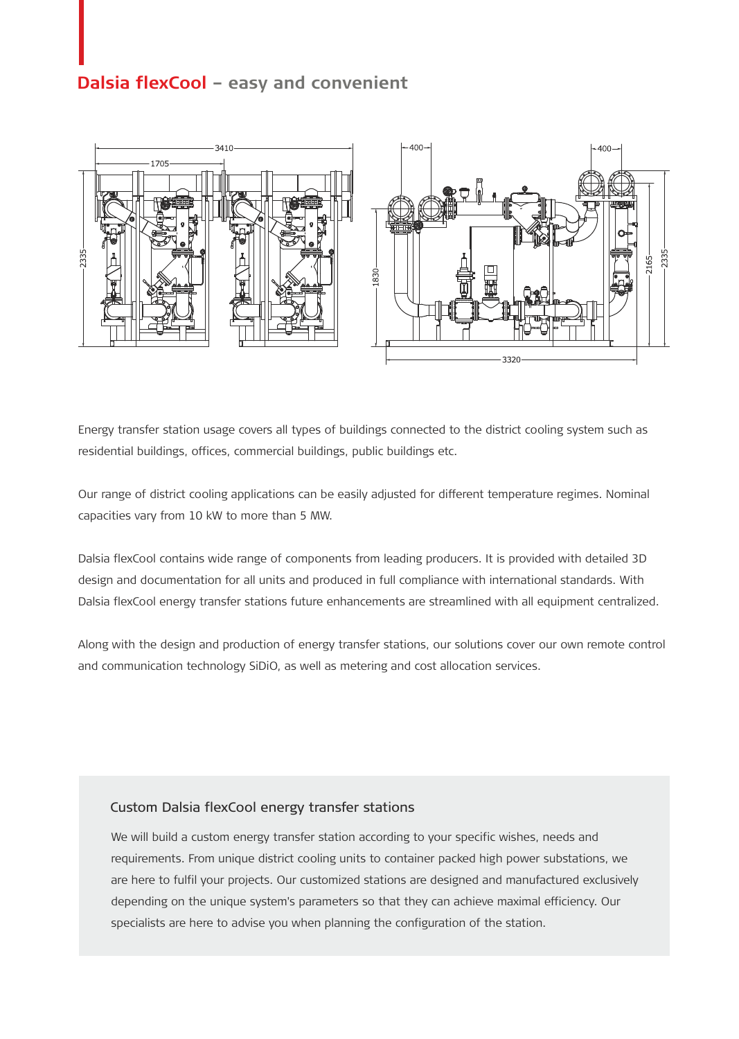# Dalsia flexCool – easy and convenient

Energy transfer station usage covers all types of buildings connected to the district cooling system such as residential buildings, offices, commercial buildings, public buildings etc.

Our range of district cooling applications can be easily adjusted for different temperature regimes. Nominal capacities vary from 10 kW to more than 5 MW.

Dalsia flexCool contains wide range of components from leading producers. It is provided with detailed 3D design and documentation for all units and produced in full compliance with international standards. With Dalsia flexCool energy transfer stations future enhancements are streamlined with all equipment centralized.

Along with the design and production of energy transfer stations, our solutions cover our own remote control and communication technology SiDiO, as well as metering and cost allocation services.

## Custom Dalsia flexCool energy transfer stations

We will build a custom energy transfer station according to your specific wishes, needs and requirements. From unique district cooling units to container packed high power substations, we are here to fulfil your projects. Our customized stations are designed and manufactured exclusively depending on the unique system's parameters so that they can achieve maximal efficiency. Our specialists are here to advise you when planning the configuration of the station.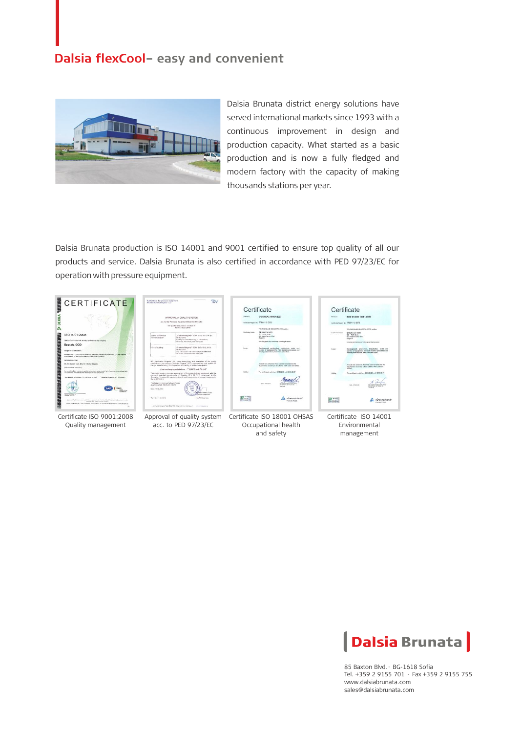## Dalsia flexCool– easy and convenient

Dalsia Brunata district energy solutions have served international markets since 1993 with a continuous improvement in design and production capacity. What started as a basic production and is now a fully fledged and modern factory with the capacity of making thousands stations per year.

Dalsia Brunata production is ISO 14001 and 9001 certified to ensure top quality of all our products and service. Dalsia Brunata is also certified in accordance with PED 97/23/EC for operation with pressure equipment.

Certificate ISO 9001:2008
Quality management

Approval of quality system
acc. to PED 97/23/EC

Certificate ISO 18001 OHSAS
Occupational health
and safety

Certificate ISO 14001
Environmental
management

**Dalsia Brunata**

85 Baxton Blvd. · BG-1618 Sofia
Tel. +359 2 9155 701 · Fax +359 2 9155 755
www.dalsiabrunata.com
sales@dalsiabrunata.com